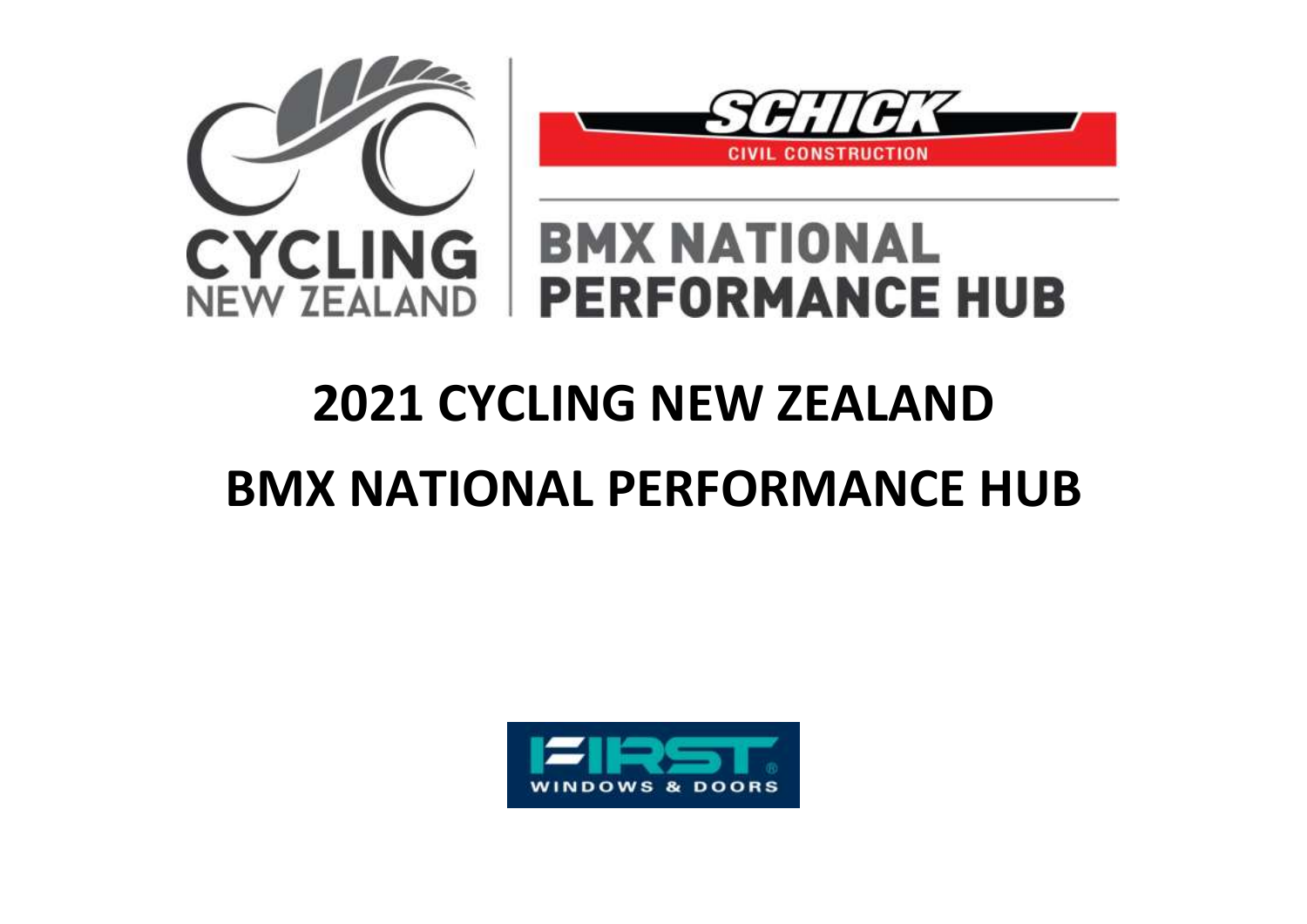# 2021 CYCLING NEW ZEALAND

# BMX NATIONAL PERFORMANCE HUB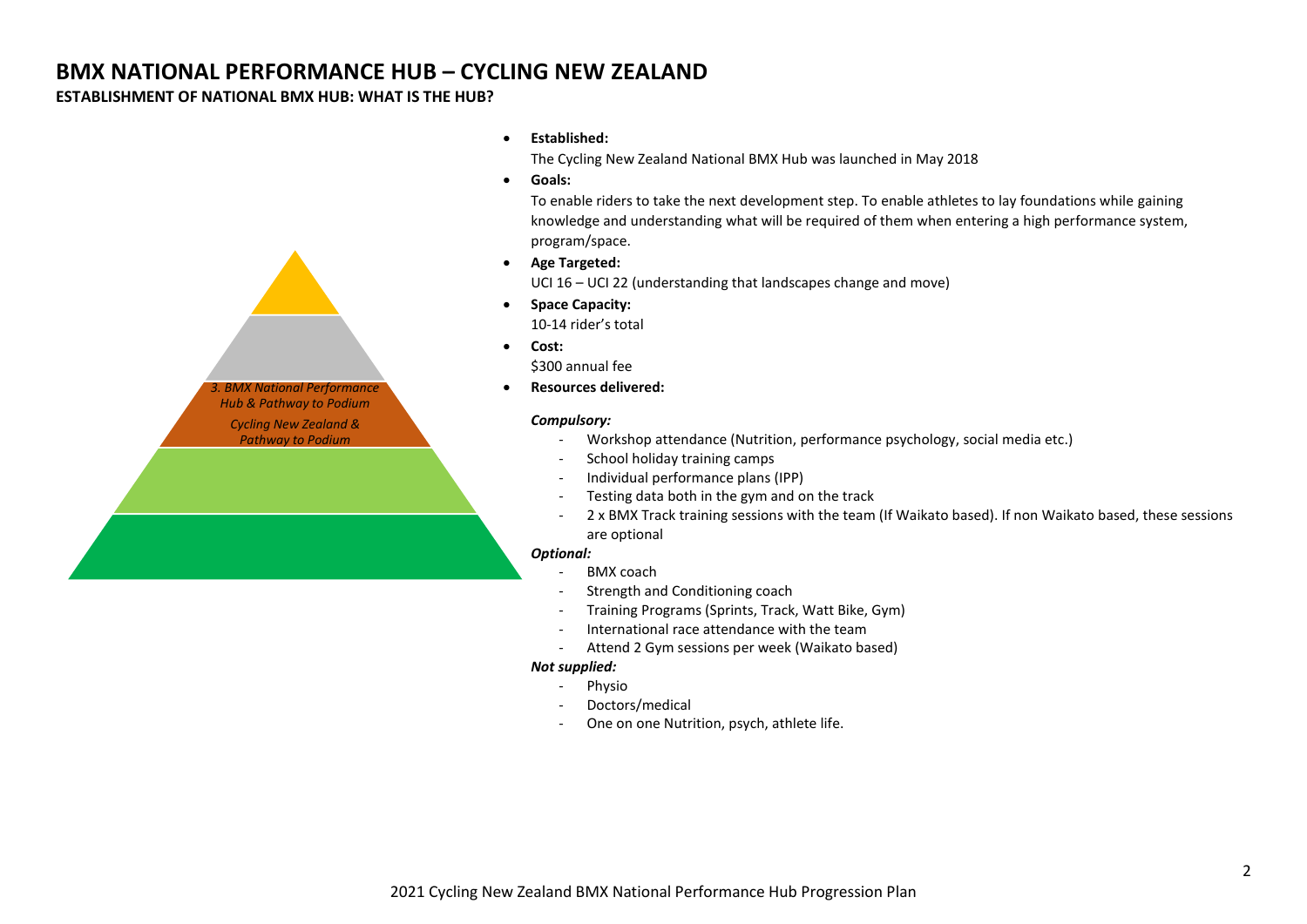# BMX NATIONAL PERFORMANCE HUB – CYCLING NEW ZEALAND

## ESTABLISHMENT OF NATIONAL BMX HUB: WHAT IS THE HUB?

*3. BMX National Performance Hub & Pathway to Podium*

*Cycling New Zealand & Pathway to Podium*

- **Established:**

  The Cycling New Zealand National BMX Hub was launched in May 2018

- **Goals:**

  To enable riders to take the next development step. To enable athletes to lay foundations while gaining knowledge and understanding what will be required of them when entering a high performance system, program/space.

- **Age Targeted:**

  UCI 16 – UCI 22 (understanding that landscapes change and move)

- **Space Capacity:**

  10-14 rider's total

- **Cost:**

  $300 annual fee

- **Resources delivered:**

*Compulsory:*

- Workshop attendance (Nutrition, performance psychology, social media etc.)
- School holiday training camps
- Individual performance plans (IPP)
- Testing data both in the gym and on the track
- 2 x BMX Track training sessions with the team (If Waikato based). If non Waikato based, these sessions are optional

*Optional:*

- BMX coach
- Strength and Conditioning coach
- Training Programs (Sprints, Track, Watt Bike, Gym)
- International race attendance with the team
- Attend 2 Gym sessions per week (Waikato based)

*Not supplied:*

- Physio
- Doctors/medical
- One on one Nutrition, psych, athlete life.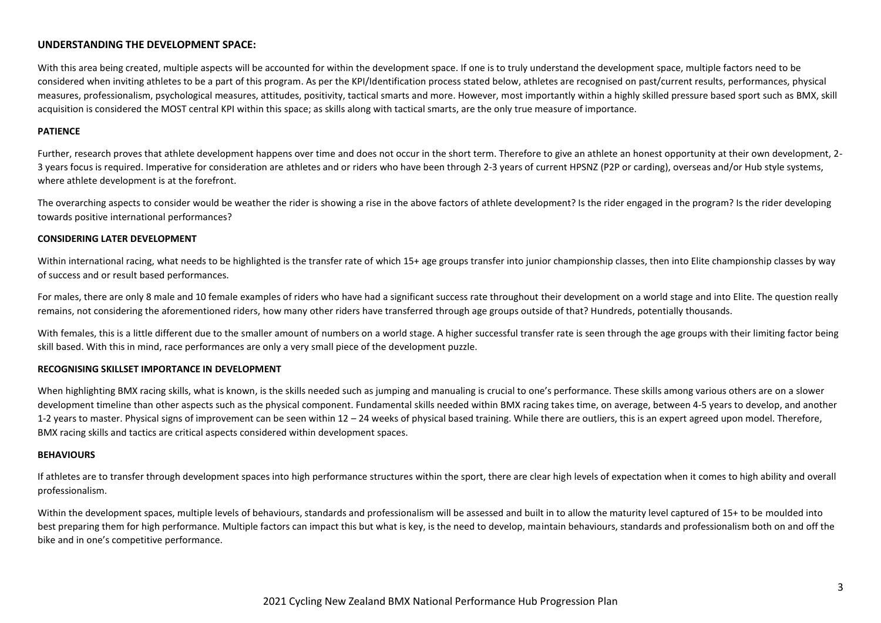**UNDERSTANDING THE DEVELOPMENT SPACE:**

With this area being created, multiple aspects will be accounted for within the development space. If one is to truly understand the development space, multiple factors need to be considered when inviting athletes to be a part of this program. As per the KPI/Identification process stated below, athletes are recognised on past/current results, performances, physical measures, professionalism, psychological measures, attitudes, positivity, tactical smarts and more. However, most importantly within a highly skilled pressure based sport such as BMX, skill acquisition is considered the MOST central KPI within this space; as skills along with tactical smarts, are the only true measure of importance.

**PATIENCE**

Further, research proves that athlete development happens over time and does not occur in the short term. Therefore to give an athlete an honest opportunity at their own development, 2-3 years focus is required. Imperative for consideration are athletes and or riders who have been through 2-3 years of current HPSNZ (P2P or carding), overseas and/or Hub style systems, where athlete development is at the forefront.

The overarching aspects to consider would be weather the rider is showing a rise in the above factors of athlete development? Is the rider engaged in the program? Is the rider developing towards positive international performances?

**CONSIDERING LATER DEVELOPMENT**

Within international racing, what needs to be highlighted is the transfer rate of which 15+ age groups transfer into junior championship classes, then into Elite championship classes by way of success and or result based performances.

For males, there are only 8 male and 10 female examples of riders who have had a significant success rate throughout their development on a world stage and into Elite. The question really remains, not considering the aforementioned riders, how many other riders have transferred through age groups outside of that? Hundreds, potentially thousands.

With females, this is a little different due to the smaller amount of numbers on a world stage. A higher successful transfer rate is seen through the age groups with their limiting factor being skill based. With this in mind, race performances are only a very small piece of the development puzzle.

**RECOGNISING SKILLSET IMPORTANCE IN DEVELOPMENT**

When highlighting BMX racing skills, what is known, is the skills needed such as jumping and manualing is crucial to one's performance. These skills among various others are on a slower development timeline than other aspects such as the physical component. Fundamental skills needed within BMX racing takes time, on average, between 4-5 years to develop, and another 1-2 years to master. Physical signs of improvement can be seen within 12 – 24 weeks of physical based training. While there are outliers, this is an expert agreed upon model. Therefore, BMX racing skills and tactics are critical aspects considered within development spaces.

**BEHAVIOURS**

If athletes are to transfer through development spaces into high performance structures within the sport, there are clear high levels of expectation when it comes to high ability and overall professionalism.

Within the development spaces, multiple levels of behaviours, standards and professionalism will be assessed and built in to allow the maturity level captured of 15+ to be moulded into best preparing them for high performance. Multiple factors can impact this but what is key, is the need to develop, maintain behaviours, standards and professionalism both on and off the bike and in one's competitive performance.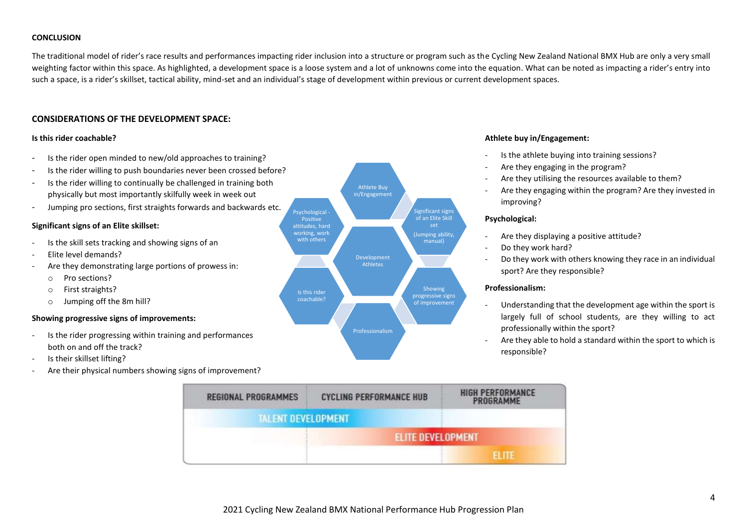## CONCLUSION

The traditional model of rider's race results and performances impacting rider inclusion into a structure or program such as the Cycling New Zealand National BMX Hub are only a very small weighting factor within this space. As highlighted, a development space is a loose system and a lot of unknowns come into the equation. What can be noted as impacting a rider's entry into such a space, is a rider's skillset, tactical ability, mind-set and an individual's stage of development within previous or current development spaces.

## CONSIDERATIONS OF THE DEVELOPMENT SPACE:

### Is this rider coachable?

- Is the rider open minded to new/old approaches to training?
- Is the rider willing to push boundaries never been crossed before?
- Is the rider willing to continually be challenged in training both physically but most importantly skilfully week in week out
- Jumping pro sections, first straights forwards and backwards etc.

### Significant signs of an Elite skillset:

- Is the skill sets tracking and showing signs of an
- Elite level demands?
- Are they demonstrating large portions of prowess in:
  - Pro sections?
  - First straights?
  - Jumping off the 8m hill?

### Showing progressive signs of improvements:

- Is the rider progressing within training and performances both on and off the track?
- Is their skillset lifting?
- Are their physical numbers showing signs of improvement?

Development Athletes: Athlete Buy in/Engagement; Significant signs of an Elite Skill set (Jumping ability, manual); Showing progressive signs of improvement; Professionalism; Is this rider coachable?; Psychological - Positive attitudes, hard working, work with others

### Athlete buy in/Engagement:

- Is the athlete buying into training sessions?
- Are they engaging in the program?
- Are they utilising the resources available to them?
- Are they engaging within the program? Are they invested in improving?

### Psychological:

- Are they displaying a positive attitude?
- Do they work hard?
- Do they work with others knowing they race in an individual sport? Are they responsible?

### Professionalism:

- Understanding that the development age within the sport is largely full of school students, are they willing to act professionally within the sport?
- Are they able to hold a standard within the sport to which is responsible?

| REGIONAL PROGRAMMES | CYCLING PERFORMANCE HUB | HIGH PERFORMANCE PROGRAMME |
|---|---|---|
| TALENT DEVELOPMENT | TALENT DEVELOPMENT | |
| | ELITE DEVELOPMENT | ELITE DEVELOPMENT |
| | | ELITE |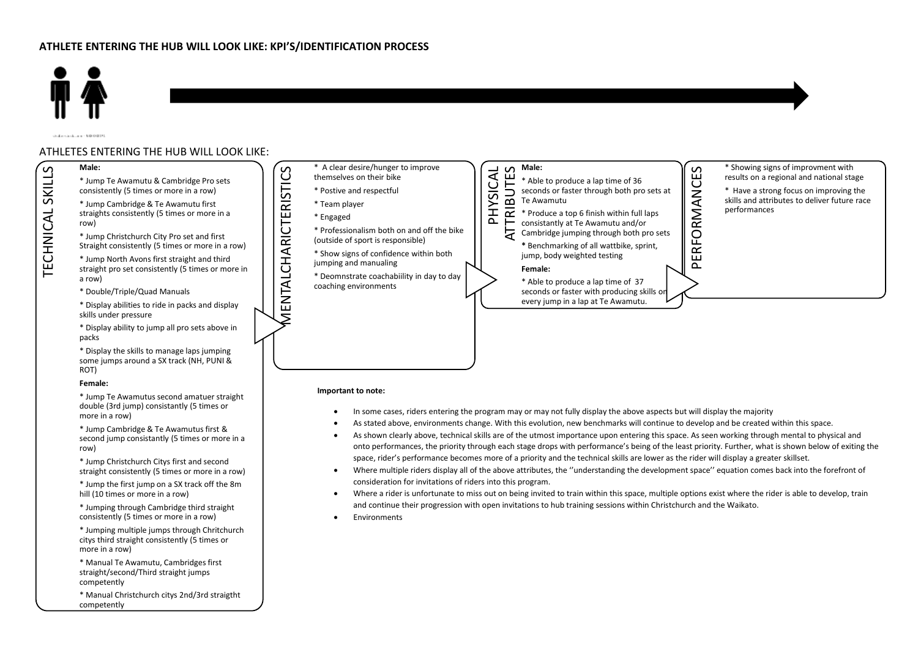**ATHLETE ENTERING THE HUB WILL LOOK LIKE: KPI'S/IDENTIFICATION PROCESS**

ATHLETES ENTERING THE HUB WILL LOOK LIKE:

## TECHNICAL SKILLS

**Male:**

* Jump Te Awamutu & Cambridge Pro sets consistently (5 times or more in a row)
* Jump Cambridge & Te Awamutu first straights consistently (5 times or more in a row)
* Jump Christchurch City Pro set and first Straight consistently (5 times or more in a row)
* Jump North Avons first straight and third straight pro set consistently (5 times or more in a row)
* Double/Triple/Quad Manuals
* Display abilities to ride in packs and display skills under pressure
* Display ability to jump all pro sets above in packs
* Display the skills to manage laps jumping some jumps around a SX track (NH, PUNI & ROT)

**Female:**

* Jump Te Awamutus second amatuer straight double (3rd jump) consistantly (5 times or more in a row)
* Jump Cambridge & Te Awamutus first & second jump consistantly (5 times or more in a row)
* Jump Christchurch Citys first and second straight consistently (5 times or more in a row)
* Jump the first jump on a SX track off the 8m hill (10 times or more in a row)
* Jumping through Cambridge third straight consistently (5 times or more in a row)
* Jumping multiple jumps through Chritchurch citys third straight consistently (5 times or more in a row)
* Manual Te Awamutu, Cambridges first straight/second/Third straight jumps competently
* Manual Christchurch citys 2nd/3rd straigtht competently

## MENTALCHARICTERISTICS

* A clear desire/hunger to improve themselves on their bike
* Postive and respectful
* Team player
* Engaged
* Professionalism both on and off the bike (outside of sport is responsible)
* Show signs of confidence within both jumping and manualing
* Deomnstrate coachabiility in day to day coaching environments

## PHYSICAL ATTRIBUTES

**Male:**

* Able to produce a lap time of 36 seconds or faster through both pro sets at Te Awamutu
* Produce a top 6 finish within full laps consistantly at Te Awamutu and/or Cambridge jumping through both pro sets
* Benchmarking of all wattbike, sprint, jump, body weighted testing

**Female:**

* Able to produce a lap time of 37 seconds or faster with producing skills on every jump in a lap at Te Awamutu.

## PERFORMANCES

* Showing signs of improvment with results on a regional and national stage
* Have a strong focus on improving the skills and attributes to deliver future race performances

**Important to note:**

- In some cases, riders entering the program may or may not fully display the above aspects but will display the majority
- As stated above, environments change. With this evolution, new benchmarks will continue to develop and be created within this space.
- As shown clearly above, technical skills are of the utmost importance upon entering this space. As seen working through mental to physical and onto performances, the priority through each stage drops with performance's being of the least priority. Further, what is shown below of exiting the space, rider's performance becomes more of a priority and the technical skills are lower as the rider will display a greater skillset.
- Where multiple riders display all of the above attributes, the ''understanding the development space'' equation comes back into the forefront of consideration for invitations of riders into this program.
- Where a rider is unfortunate to miss out on being invited to train within this space, multiple options exist where the rider is able to develop, train and continue their progression with open invitations to hub training sessions within Christchurch and the Waikato.
- Environments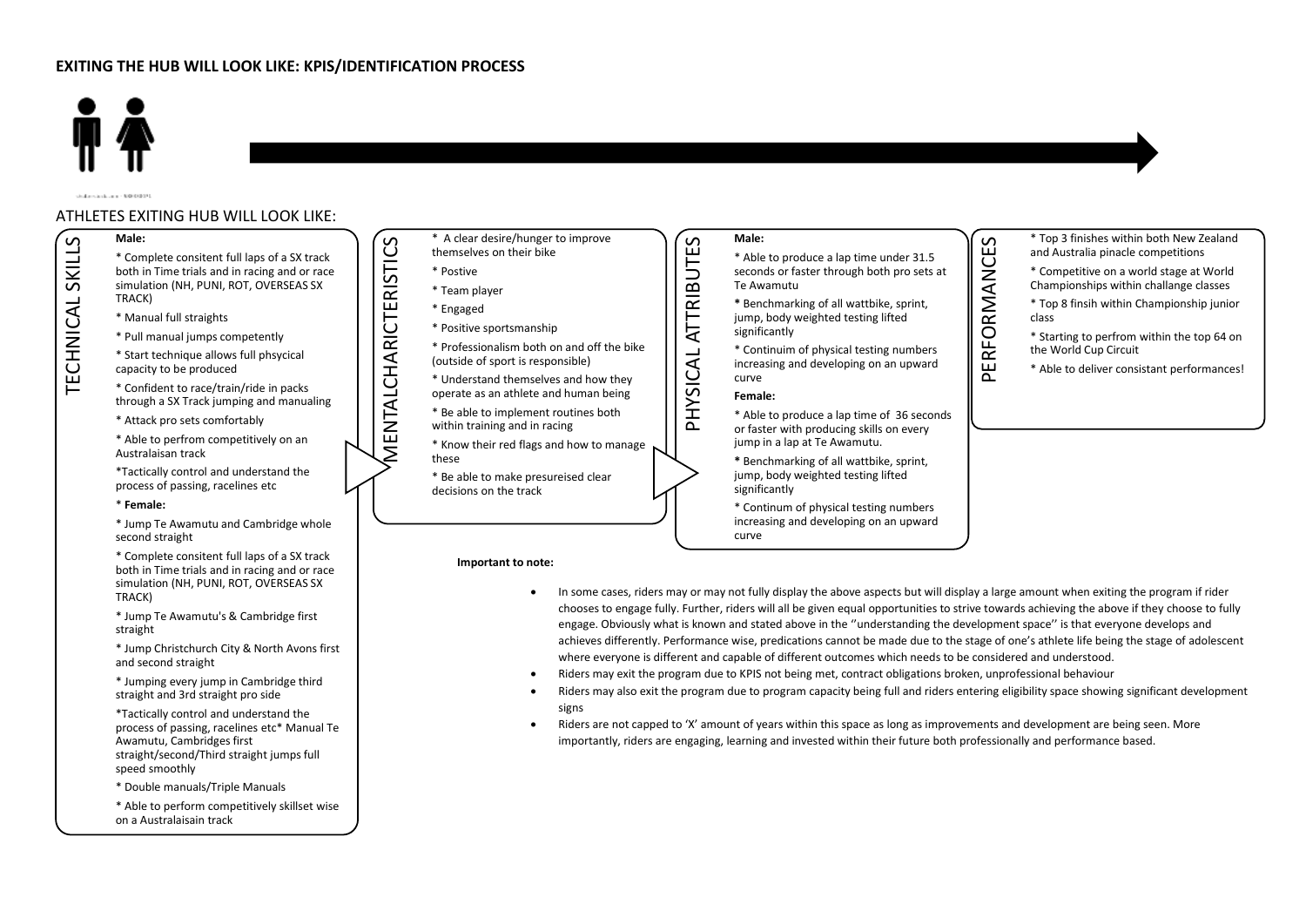## EXITING THE HUB WILL LOOK LIKE: KPIS/IDENTIFICATION PROCESS

ATHLETES EXITING HUB WILL LOOK LIKE:

### TECHNICAL SKILLS

**Male:**

* Complete consitent full laps of a SX track both in Time trials and in racing and or race simulation (NH, PUNI, ROT, OVERSEAS SX TRACK)
* Manual full straights
* Pull manual jumps competently
* Start technique allows full phsycical capacity to be produced
* Confident to race/train/ride in packs through a SX Track jumping and manualing
* Attack pro sets comfortably
* Able to perfrom competitively on an Australaisan track
*Tactically control and understand the process of passing, racelines etc

* **Female:**

* Jump Te Awamutu and Cambridge whole second straight
* Complete consitent full laps of a SX track both in Time trials and in racing and or race simulation (NH, PUNI, ROT, OVERSEAS SX TRACK)
* Jump Te Awamutu's & Cambridge first straight
* Jump Christchurch City & North Avons first and second straight
* Jumping every jump in Cambridge third straight and 3rd straight pro side
*Tactically control and understand the process of passing, racelines etc* Manual Te Awamutu, Cambridges first straight/second/Third straight jumps full speed smoothly
* Double manuals/Triple Manuals
* Able to perform competitively skillset wise on a Australaisain track

### MENTALCHARICTERISTICS

* A clear desire/hunger to improve themselves on their bike
* Postive
* Team player
* Engaged
* Positive sportsmanship
* Professionalism both on and off the bike (outside of sport is responsible)
* Understand themselves and how they operate as an athlete and human being
* Be able to implement routines both within training and in racing
* Know their red flags and how to manage these
* Be able to make presureised clear decisions on the track

### PHYSICAL ATTRIBUTES

**Male:**

* Able to produce a lap time under 31.5 seconds or faster through both pro sets at Te Awamutu
* Benchmarking of all wattbike, sprint, jump, body weighted testing lifted significantly
* Continuim of physical testing numbers increasing and developing on an upward curve

**Female:**

* Able to produce a lap time of 36 seconds or faster with producing skills on every jump in a lap at Te Awamutu.
* Benchmarking of all wattbike, sprint, jump, body weighted testing lifted significantly
* Continum of physical testing numbers increasing and developing on an upward curve

### PERFORMANCES

* Top 3 finishes within both New Zealand and Australia pinacle competitions
* Competitive on a world stage at World Championships within challange classes
* Top 8 finsih within Championship junior class
* Starting to perfrom within the top 64 on the World Cup Circuit
* Able to deliver consistant performances!

**Important to note:**

- In some cases, riders may or may not fully display the above aspects but will display a large amount when exiting the program if rider chooses to engage fully. Further, riders will all be given equal opportunities to strive towards achieving the above if they choose to fully engage. Obviously what is known and stated above in the ''understanding the development space'' is that everyone develops and achieves differently. Performance wise, predications cannot be made due to the stage of one's athlete life being the stage of adolescent where everyone is different and capable of different outcomes which needs to be considered and understood.
- Riders may exit the program due to KPIS not being met, contract obligations broken, unprofessional behaviour
- Riders may also exit the program due to program capacity being full and riders entering eligibility space showing significant development signs
- Riders are not capped to 'X' amount of years within this space as long as improvements and development are being seen. More importantly, riders are engaging, learning and invested within their future both professionally and performance based.